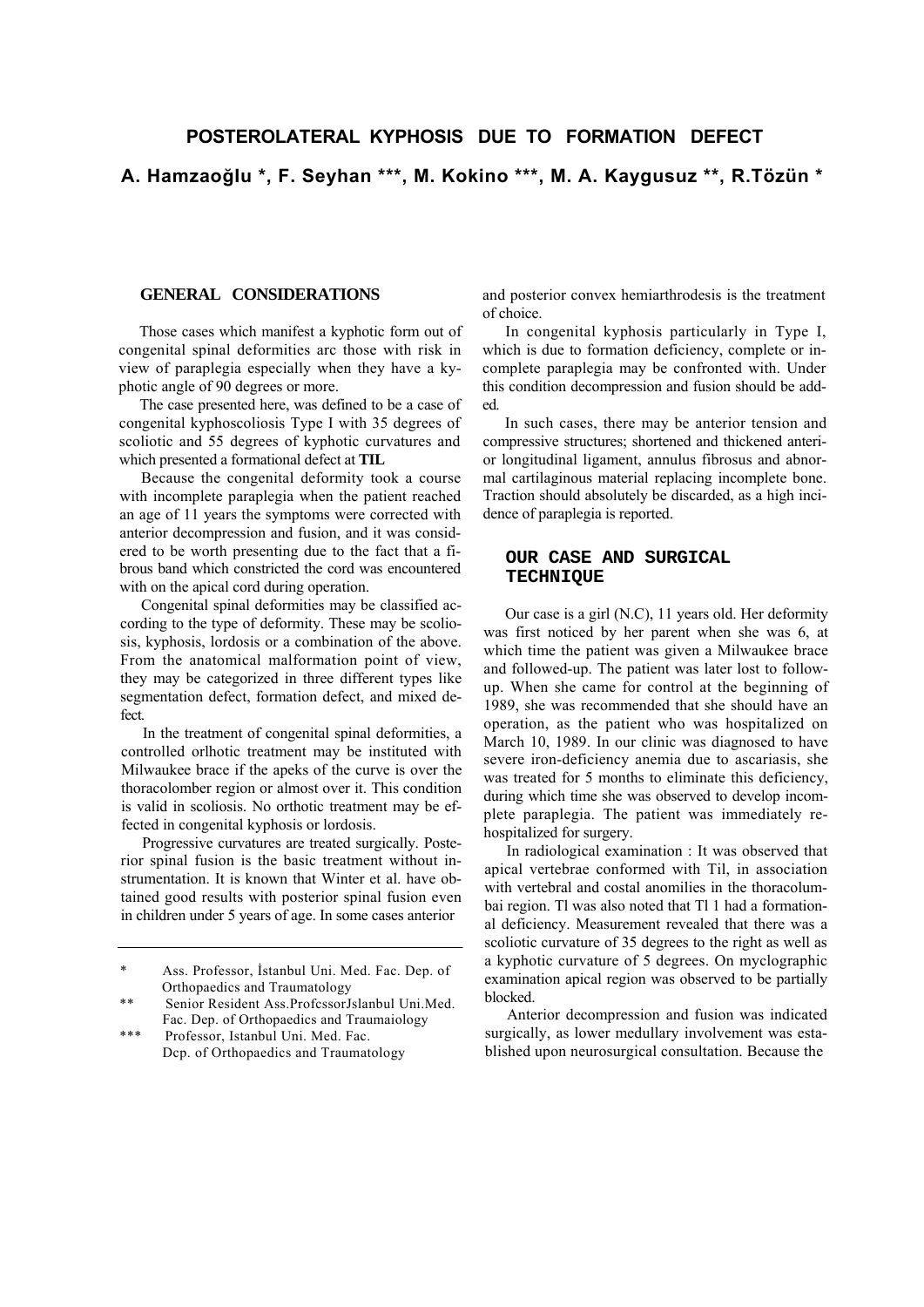# POSTEROLATERAL KYPHOSIS DUE TO FORMATION DEFECT

**A. Hamzaoğlu \*, F. Seyhan \*\*\*, M. Kokino \*\*\*, M. A. Kaygusuz \*\*, R.Tözün \***

## GENERAL CONSIDERATIONS

Those cases which manifest a kyphotic form out of congenital spinal deformities arc those with risk in view of paraplegia especially when they have a kyphotic angle of 90 degrees or more.

The case presented here, was defined to be a case of congenital kyphoscoliosis Type I with 35 degrees of scoliotic and 55 degrees of kyphotic curvatures and which presented a formational defect at **TIL**

Because the congenital deformity took a course with incomplete paraplegia when the patient reached an age of 11 years the symptoms were corrected with anterior decompression and fusion, and it was considered to be worth presenting due to the fact that a fibrous band which constricted the cord was encountered with on the apical cord during operation.

Congenital spinal deformities may be classified according to the type of deformity. These may be scoliosis, kyphosis, lordosis or a combination of the above. From the anatomical malformation point of view, they may be categorized in three different types like segmentation defect, formation defect, and mixed defect.

In the treatment of congenital spinal deformities, a controlled orlhotic treatment may be instituted with Milwaukee brace if the apeks of the curve is over the thoracolomber region or almost over it. This condition is valid in scoliosis. No orthotic treatment may be effected in congenital kyphosis or lordosis.

Progressive curvatures are treated surgically. Posterior spinal fusion is the basic treatment without instrumentation. It is known that Winter et al. have obtained good results with posterior spinal fusion even in children under 5 years of age. In some cases anterior and posterior convex hemiarthrodesis is the treatment of choice.

In congenital kyphosis particularly in Type I, which is due to formation deficiency, complete or incomplete paraplegia may be confronted with. Under this condition decompression and fusion should be added.

In such cases, there may be anterior tension and compressive structures; shortened and thickened anterior longitudinal ligament, annulus fibrosus and abnormal cartilaginous material replacing incomplete bone. Traction should absolutely be discarded, as a high incidence of paraplegia is reported.

## OUR CASE AND SURGICAL TECHNIQUE

Our case is a girl (N.C), 11 years old. Her deformity was first noticed by her parent when she was 6, at which time the patient was given a Milwaukee brace and followed-up. The patient was later lost to follow-up. When she came for control at the beginning of 1989, she was recommended that she should have an operation, as the patient who was hospitalized on March 10, 1989. In our clinic was diagnosed to have severe iron-deficiency anemia due to ascariasis, she was treated for 5 months to eliminate this deficiency, during which time she was observed to develop incomplete paraplegia. The patient was immediately re-hospitalized for surgery.

In radiological examination : It was observed that apical vertebrae conformed with Til, in association with vertebral and costal anomilies in the thoracolumbai region. Tl was also noted that Tl 1 had a formational deficiency. Measurement revealed that there was a scoliotic curvature of 35 degrees to the right as well as a kyphotic curvature of 5 degrees. On myclographic examination apical region was observed to be partially blocked.

Anterior decompression and fusion was indicated surgically, as lower medullary involvement was established upon neurosurgical consultation. Because the

---

\* Ass. Professor, İstanbul Uni. Med. Fac. Dep. of Orthopaedics and Traumatology

\*\* Senior Resident Ass.ProfcssorJslanbul Uni.Med. Fac. Dep. of Orthopaedics and Traumaiology

\*\*\* Professor, Istanbul Uni. Med. Fac. Dcp. of Orthopaedics and Traumatology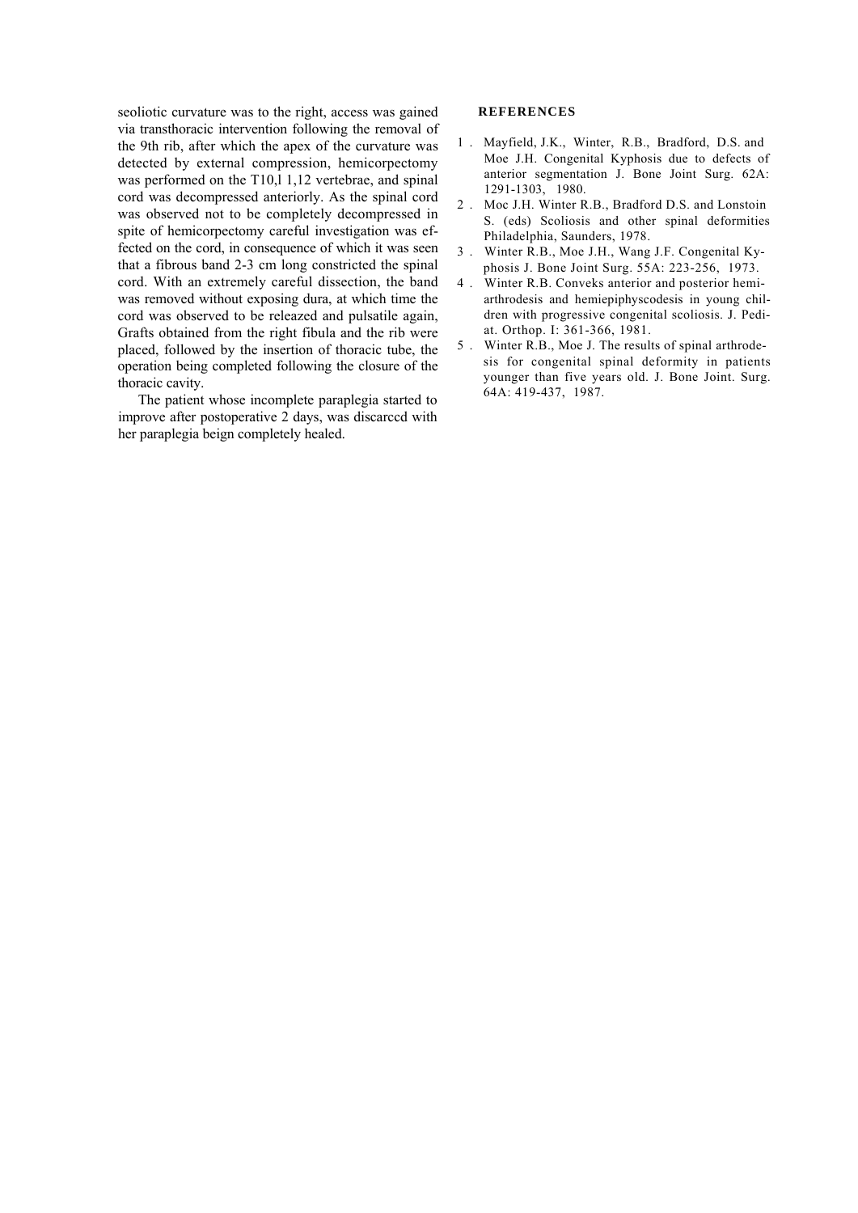seoliotic curvature was to the right, access was gained via transthoracic intervention following the removal of the 9th rib, after which the apex of the curvature was detected by external compression, hemicorpectomy was performed on the T10,l 1,12 vertebrae, and spinal cord was decompressed anteriorly. As the spinal cord was observed not to be completely decompressed in spite of hemicorpectomy careful investigation was effected on the cord, in consequence of which it was seen that a fibrous band 2-3 cm long constricted the spinal cord. With an extremely careful dissection, the band was removed without exposing dura, at which time the cord was observed to be releazed and pulsatile again, Grafts obtained from the right fibula and the rib were placed, followed by the insertion of thoracic tube, the operation being completed following the closure of the thoracic cavity.

The patient whose incomplete paraplegia started to improve after postoperative 2 days, was discarccd with her paraplegia beign completely healed.

## REFERENCES

1. Mayfield, J.K., Winter, R.B., Bradford, D.S. and Moe J.H. Congenital Kyphosis due to defects of anterior segmentation J. Bone Joint Surg. 62A: 1291-1303, 1980.
2. Moc J.H. Winter R.B., Bradford D.S. and Lonstoin S. (eds) Scoliosis and other spinal deformities Philadelphia, Saunders, 1978.
3. Winter R.B., Moe J.H., Wang J.F. Congenital Kyphosis J. Bone Joint Surg. 55A: 223-256, 1973.
4. Winter R.B. Conveks anterior and posterior hemiarthrodesis and hemiepiphyscodesis in young children with progressive congenital scoliosis. J. Pediat. Orthop. I: 361-366, 1981.
5. Winter R.B., Moe J. The results of spinal arthrodesis for congenital spinal deformity in patients younger than five years old. J. Bone Joint. Surg. 64A: 419-437, 1987.